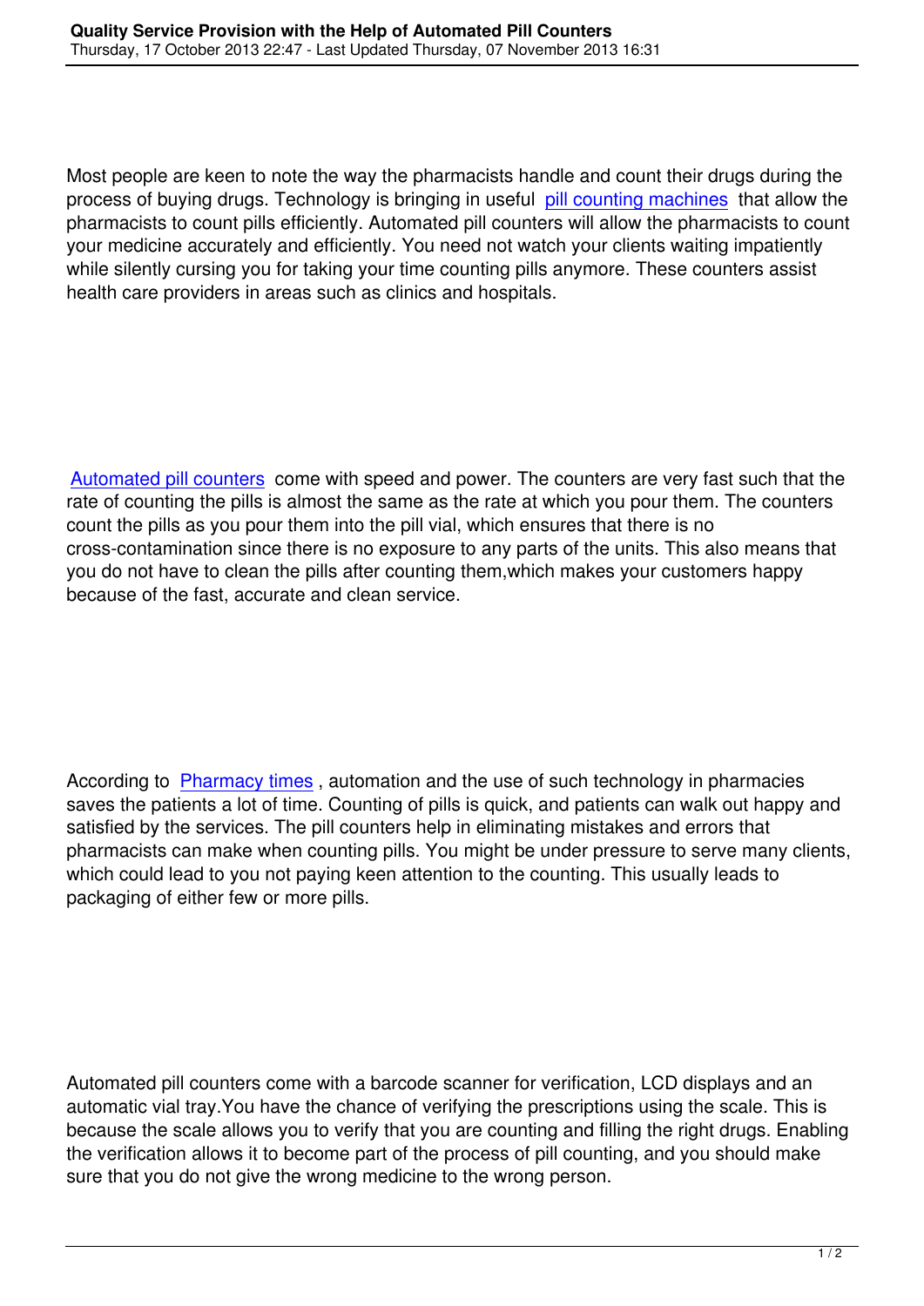Most people are keen to note the way the pharmacists handle and count their drugs during the process of buying drugs. Technology is bringing in useful pill counting machines that allow the pharmacists to count pills efficiently. Automated pill counters will allow the pharmacists to count your medicine accurately and efficiently. You need not watch your clients waiting impatiently while silently cursing you for taking your time counting pills anymore. These counters assist health care providers in areas such as clinics and hospitals.

Automated pill counters come with speed and power. The counters are very fast such that the rate of counting the pills is almost the same as the rate at which you pour them. The counters count the pills as you pour them into the pill vial, which ensures that there is no cross-contamination since there is no exposure to any parts of the units. This also means that you do not have to clean the pills after counting them,which makes your customers happy because of the fast, accurate and clean service.

According to Pharmacy times , automation and the use of such technology in pharmacies saves the patients a lot of time. Counting of pills is quick, and patients can walk out happy and satisfied by the services. The pill counters help in eliminating mistakes and errors that pharmacists can make when counting pills. You might be under pressure to serve many clients, which could lead to you not paying keen attention to the counting. This usually leads to packaging of either few or more pills.

Automated pill counters come with a barcode scanner for verification, LCD displays and an automatic vial tray.You have the chance of verifying the prescriptions using the scale. This is because the scale allows you to verify that you are counting and filling the right drugs. Enabling the verification allows it to become part of the process of pill counting, and you should make sure that you do not give the wrong medicine to the wrong person.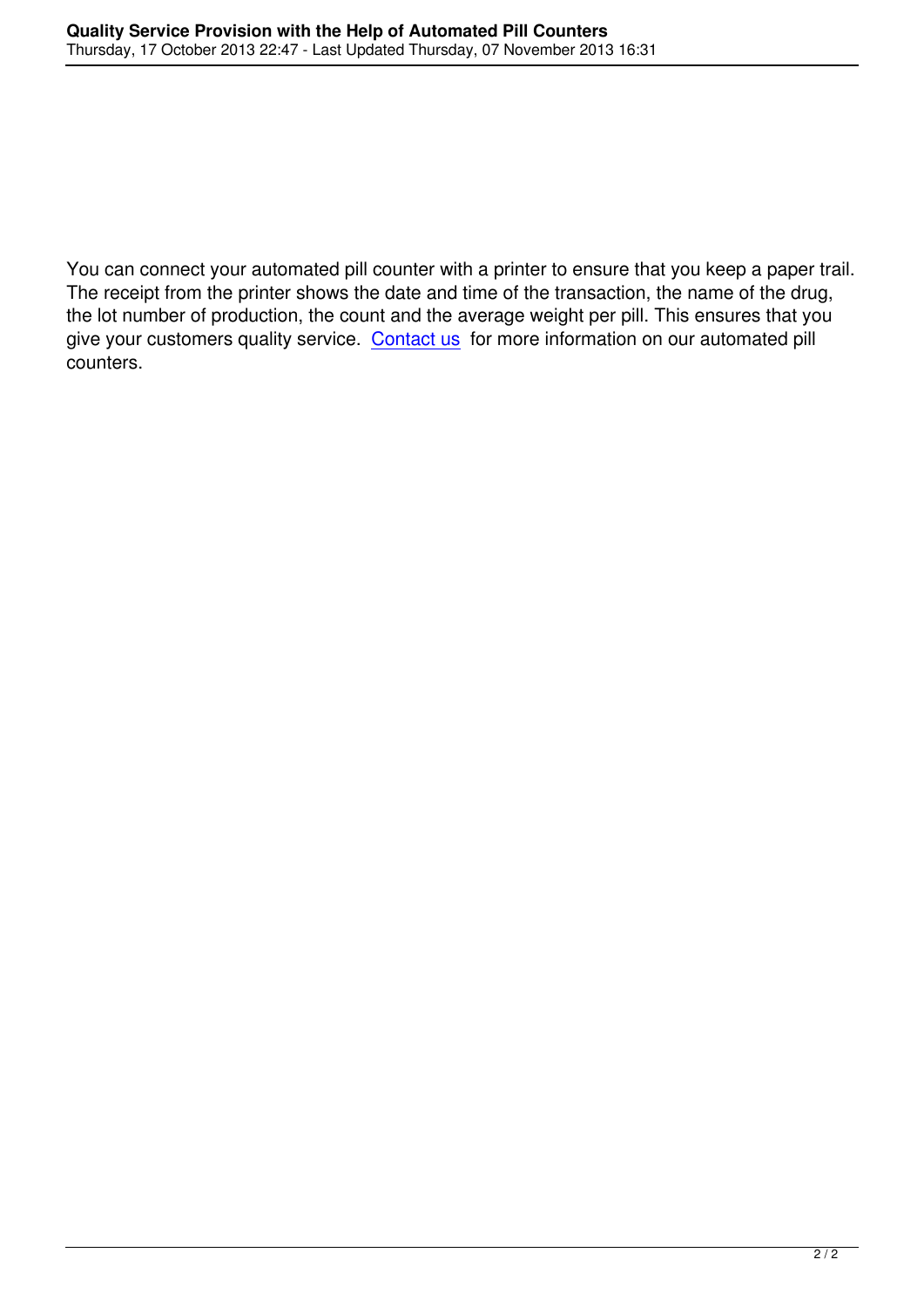You can connect your automated pill counter with a printer to ensure that you keep a paper trail. The receipt from the printer shows the date and time of the transaction, the name of the drug, the lot number of production, the count and the average weight per pill. This ensures that you give your customers quality service. Contact us for more information on our automated pill counters.